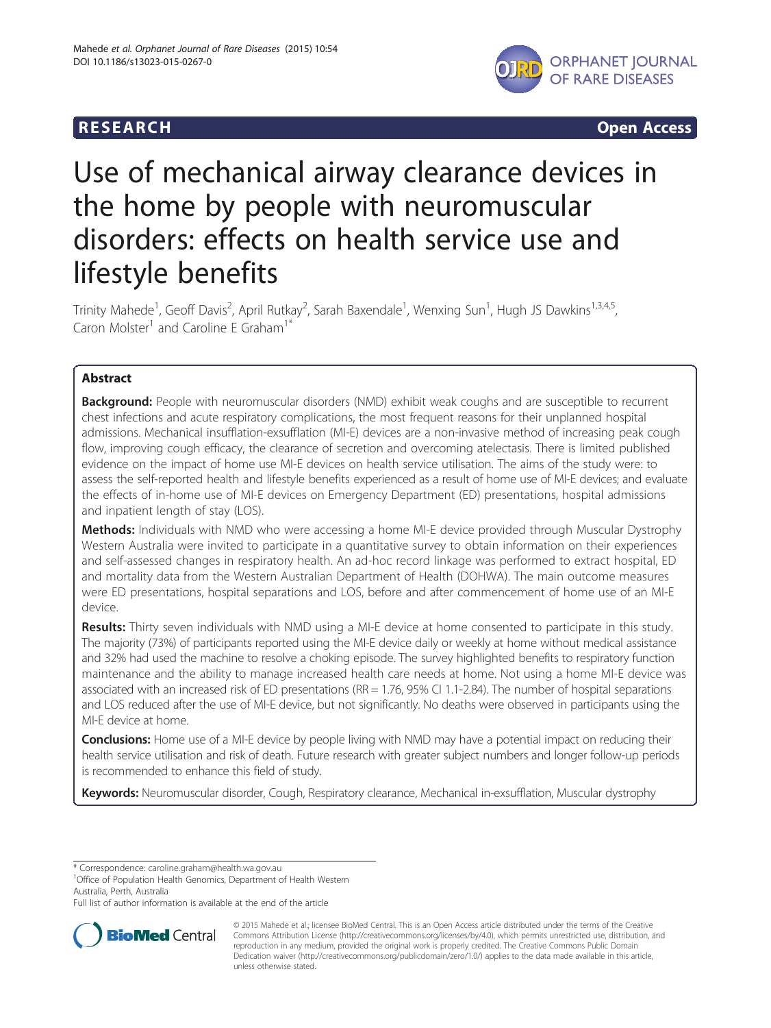RESEARCH Open Access

# Use of mechanical airway clearance devices in the home by people with neuromuscular disorders: effects on health service use and lifestyle benefits

Trinity Mahede[1], Geoff Davis[2], April Rutkay[2], Sarah Baxendale[1], Wenxing Sun[1], Hugh JS Dawkins[1,3,4,5], Caron Molster[1] and Caroline E Graham[1*]

## Abstract

**Background:** People with neuromuscular disorders (NMD) exhibit weak coughs and are susceptible to recurrent chest infections and acute respiratory complications, the most frequent reasons for their unplanned hospital admissions. Mechanical insufflation-exsufflation (MI-E) devices are a non-invasive method of increasing peak cough flow, improving cough efficacy, the clearance of secretion and overcoming atelectasis. There is limited published evidence on the impact of home use MI-E devices on health service utilisation. The aims of the study were: to assess the self-reported health and lifestyle benefits experienced as a result of home use of MI-E devices; and evaluate the effects of in-home use of MI-E devices on Emergency Department (ED) presentations, hospital admissions and inpatient length of stay (LOS).

**Methods:** Individuals with NMD who were accessing a home MI-E device provided through Muscular Dystrophy Western Australia were invited to participate in a quantitative survey to obtain information on their experiences and self-assessed changes in respiratory health. An ad-hoc record linkage was performed to extract hospital, ED and mortality data from the Western Australian Department of Health (DOHWA). The main outcome measures were ED presentations, hospital separations and LOS, before and after commencement of home use of an MI-E device.

**Results:** Thirty seven individuals with NMD using a MI-E device at home consented to participate in this study. The majority (73%) of participants reported using the MI-E device daily or weekly at home without medical assistance and 32% had used the machine to resolve a choking episode. The survey highlighted benefits to respiratory function maintenance and the ability to manage increased health care needs at home. Not using a home MI-E device was associated with an increased risk of ED presentations (RR = 1.76, 95% CI 1.1-2.84). The number of hospital separations and LOS reduced after the use of MI-E device, but not significantly. No deaths were observed in participants using the MI-E device at home.

**Conclusions:** Home use of a MI-E device by people living with NMD may have a potential impact on reducing their health service utilisation and risk of death. Future research with greater subject numbers and longer follow-up periods is recommended to enhance this field of study.

**Keywords:** Neuromuscular disorder, Cough, Respiratory clearance, Mechanical in-exsufflation, Muscular dystrophy

\* Correspondence: caroline.graham@health.wa.gov.au
[1]Office of Population Health Genomics, Department of Health Western Australia, Perth, Australia
Full list of author information is available at the end of the article

© 2015 Mahede et al.; licensee BioMed Central. This is an Open Access article distributed under the terms of the Creative Commons Attribution License (http://creativecommons.org/licenses/by/4.0), which permits unrestricted use, distribution, and reproduction in any medium, provided the original work is properly credited. The Creative Commons Public Domain Dedication waiver (http://creativecommons.org/publicdomain/zero/1.0/) applies to the data made available in this article, unless otherwise stated.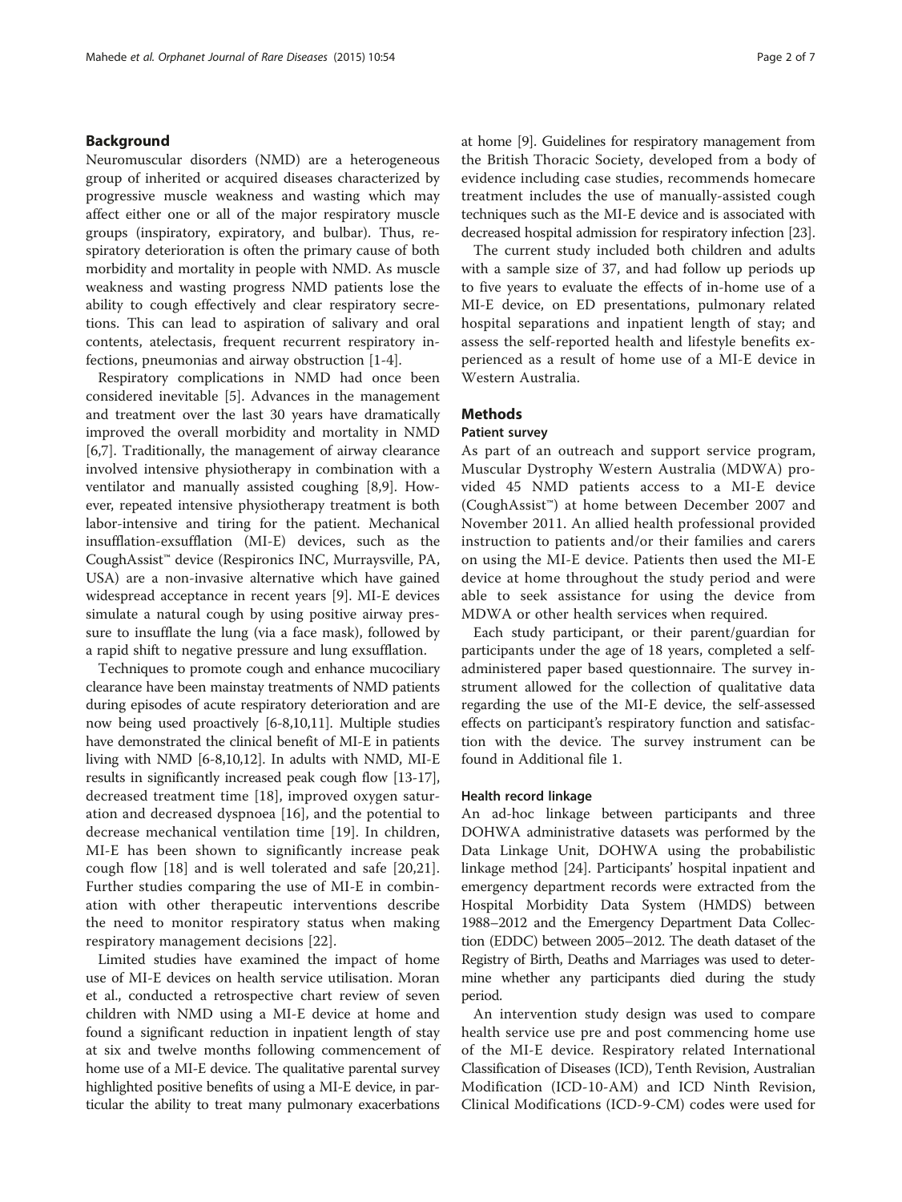## Background

Neuromuscular disorders (NMD) are a heterogeneous group of inherited or acquired diseases characterized by progressive muscle weakness and wasting which may affect either one or all of the major respiratory muscle groups (inspiratory, expiratory, and bulbar). Thus, respiratory deterioration is often the primary cause of both morbidity and mortality in people with NMD. As muscle weakness and wasting progress NMD patients lose the ability to cough effectively and clear respiratory secretions. This can lead to aspiration of salivary and oral contents, atelectasis, frequent recurrent respiratory infections, pneumonias and airway obstruction [1-4].

Respiratory complications in NMD had once been considered inevitable [5]. Advances in the management and treatment over the last 30 years have dramatically improved the overall morbidity and mortality in NMD [6,7]. Traditionally, the management of airway clearance involved intensive physiotherapy in combination with a ventilator and manually assisted coughing [8,9]. However, repeated intensive physiotherapy treatment is both labor-intensive and tiring for the patient. Mechanical insufflation-exsufflation (MI-E) devices, such as the CoughAssist™ device (Respironics INC, Murraysville, PA, USA) are a non-invasive alternative which have gained widespread acceptance in recent years [9]. MI-E devices simulate a natural cough by using positive airway pressure to insufflate the lung (via a face mask), followed by a rapid shift to negative pressure and lung exsufflation.

Techniques to promote cough and enhance mucociliary clearance have been mainstay treatments of NMD patients during episodes of acute respiratory deterioration and are now being used proactively [6-8,10,11]. Multiple studies have demonstrated the clinical benefit of MI-E in patients living with NMD [6-8,10,12]. In adults with NMD, MI-E results in significantly increased peak cough flow [13-17], decreased treatment time [18], improved oxygen saturation and decreased dyspnoea [16], and the potential to decrease mechanical ventilation time [19]. In children, MI-E has been shown to significantly increase peak cough flow [18] and is well tolerated and safe [20,21]. Further studies comparing the use of MI-E in combination with other therapeutic interventions describe the need to monitor respiratory status when making respiratory management decisions [22].

Limited studies have examined the impact of home use of MI-E devices on health service utilisation. Moran et al., conducted a retrospective chart review of seven children with NMD using a MI-E device at home and found a significant reduction in inpatient length of stay at six and twelve months following commencement of home use of a MI-E device. The qualitative parental survey highlighted positive benefits of using a MI-E device, in particular the ability to treat many pulmonary exacerbations at home [9]. Guidelines for respiratory management from the British Thoracic Society, developed from a body of evidence including case studies, recommends homecare treatment includes the use of manually-assisted cough techniques such as the MI-E device and is associated with decreased hospital admission for respiratory infection [23].

The current study included both children and adults with a sample size of 37, and had follow up periods up to five years to evaluate the effects of in-home use of a MI-E device, on ED presentations, pulmonary related hospital separations and inpatient length of stay; and assess the self-reported health and lifestyle benefits experienced as a result of home use of a MI-E device in Western Australia.

## Methods

### Patient survey

As part of an outreach and support service program, Muscular Dystrophy Western Australia (MDWA) provided 45 NMD patients access to a MI-E device (CoughAssist™) at home between December 2007 and November 2011. An allied health professional provided instruction to patients and/or their families and carers on using the MI-E device. Patients then used the MI-E device at home throughout the study period and were able to seek assistance for using the device from MDWA or other health services when required.

Each study participant, or their parent/guardian for participants under the age of 18 years, completed a self-administered paper based questionnaire. The survey instrument allowed for the collection of qualitative data regarding the use of the MI-E device, the self-assessed effects on participant's respiratory function and satisfaction with the device. The survey instrument can be found in Additional file 1.

### Health record linkage

An ad-hoc linkage between participants and three DOHWA administrative datasets was performed by the Data Linkage Unit, DOHWA using the probabilistic linkage method [24]. Participants' hospital inpatient and emergency department records were extracted from the Hospital Morbidity Data System (HMDS) between 1988–2012 and the Emergency Department Data Collection (EDDC) between 2005–2012. The death dataset of the Registry of Birth, Deaths and Marriages was used to determine whether any participants died during the study period.

An intervention study design was used to compare health service use pre and post commencing home use of the MI-E device. Respiratory related International Classification of Diseases (ICD), Tenth Revision, Australian Modification (ICD-10-AM) and ICD Ninth Revision, Clinical Modifications (ICD-9-CM) codes were used for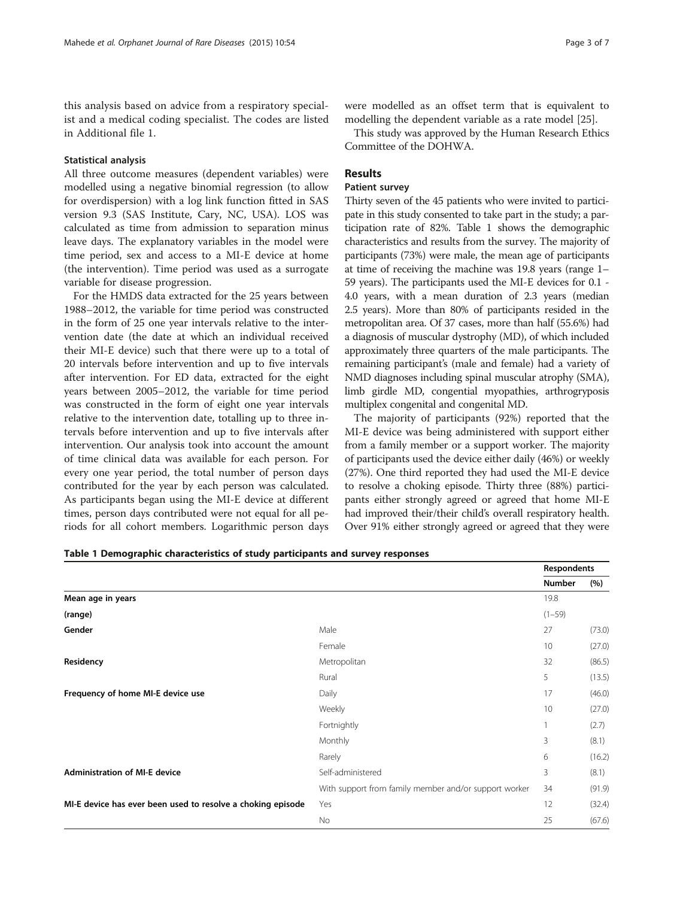this analysis based on advice from a respiratory specialist and a medical coding specialist. The codes are listed in Additional file 1.

### Statistical analysis

All three outcome measures (dependent variables) were modelled using a negative binomial regression (to allow for overdispersion) with a log link function fitted in SAS version 9.3 (SAS Institute, Cary, NC, USA). LOS was calculated as time from admission to separation minus leave days. The explanatory variables in the model were time period, sex and access to a MI-E device at home (the intervention). Time period was used as a surrogate variable for disease progression.

For the HMDS data extracted for the 25 years between 1988–2012, the variable for time period was constructed in the form of 25 one year intervals relative to the intervention date (the date at which an individual received their MI-E device) such that there were up to a total of 20 intervals before intervention and up to five intervals after intervention. For ED data, extracted for the eight years between 2005–2012, the variable for time period was constructed in the form of eight one year intervals relative to the intervention date, totalling up to three intervals before intervention and up to five intervals after intervention. Our analysis took into account the amount of time clinical data was available for each person. For every one year period, the total number of person days contributed for the year by each person was calculated. As participants began using the MI-E device at different times, person days contributed were not equal for all periods for all cohort members. Logarithmic person days were modelled as an offset term that is equivalent to modelling the dependent variable as a rate model [25].

This study was approved by the Human Research Ethics Committee of the DOHWA.

## Results

### Patient survey

Thirty seven of the 45 patients who were invited to participate in this study consented to take part in the study; a participation rate of 82%. Table 1 shows the demographic characteristics and results from the survey. The majority of participants (73%) were male, the mean age of participants at time of receiving the machine was 19.8 years (range 1–59 years). The participants used the MI-E devices for 0.1 - 4.0 years, with a mean duration of 2.3 years (median 2.5 years). More than 80% of participants resided in the metropolitan area. Of 37 cases, more than half (55.6%) had a diagnosis of muscular dystrophy (MD), of which included approximately three quarters of the male participants. The remaining participant's (male and female) had a variety of NMD diagnoses including spinal muscular atrophy (SMA), limb girdle MD, congential myopathies, arthrogryposis multiplex congenital and congenital MD.

The majority of participants (92%) reported that the MI-E device was being administered with support either from a family member or a support worker. The majority of participants used the device either daily (46%) or weekly (27%). One third reported they had used the MI-E device to resolve a choking episode. Thirty three (88%) participants either strongly agreed or agreed that home MI-E had improved their/their child's overall respiratory health. Over 91% either strongly agreed or agreed that they were

**Table 1 Demographic characteristics of study participants and survey responses**

| | | Respondents | |
|---|---|---|---|
| | | Number | (%) |
| **Mean age in years** | | 19.8 | |
| **(range)** | | (1–59) | |
| **Gender** | Male | 27 | (73.0) |
| | Female | 10 | (27.0) |
| **Residency** | Metropolitan | 32 | (86.5) |
| | Rural | 5 | (13.5) |
| **Frequency of home MI-E device use** | Daily | 17 | (46.0) |
| | Weekly | 10 | (27.0) |
| | Fortnightly | 1 | (2.7) |
| | Monthly | 3 | (8.1) |
| | Rarely | 6 | (16.2) |
| **Administration of MI-E device** | Self-administered | 3 | (8.1) |
| | With support from family member and/or support worker | 34 | (91.9) |
| **MI-E device has ever been used to resolve a choking episode** | Yes | 12 | (32.4) |
| | No | 25 | (67.6) |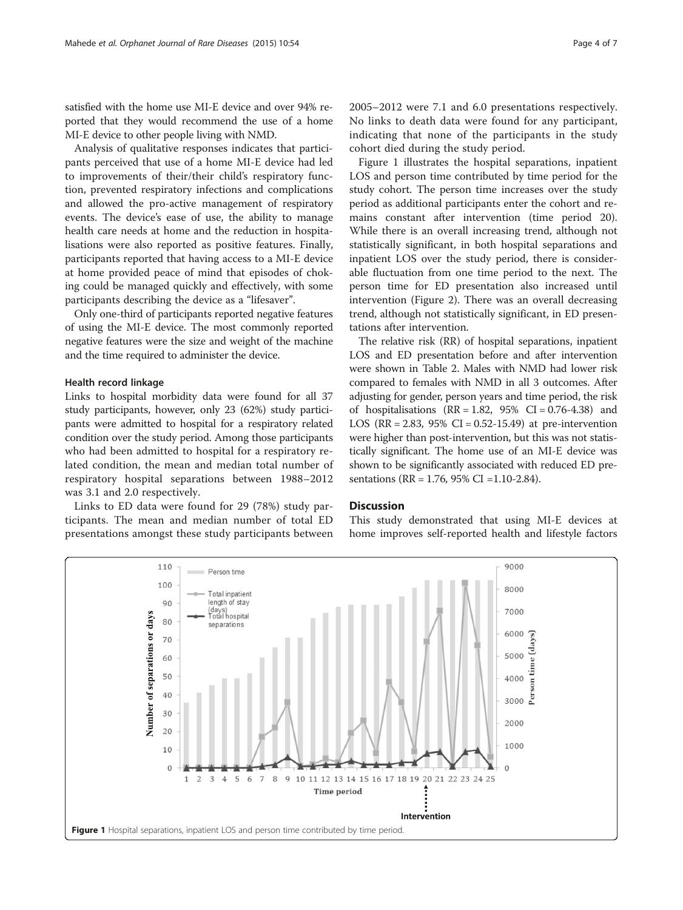satisfied with the home use MI-E device and over 94% reported that they would recommend the use of a home MI-E device to other people living with NMD.

Analysis of qualitative responses indicates that participants perceived that use of a home MI-E device had led to improvements of their/their child's respiratory function, prevented respiratory infections and complications and allowed the pro-active management of respiratory events. The device's ease of use, the ability to manage health care needs at home and the reduction in hospitalisations were also reported as positive features. Finally, participants reported that having access to a MI-E device at home provided peace of mind that episodes of choking could be managed quickly and effectively, with some participants describing the device as a "lifesaver".

Only one-third of participants reported negative features of using the MI-E device. The most commonly reported negative features were the size and weight of the machine and the time required to administer the device.

#### Health record linkage

Links to hospital morbidity data were found for all 37 study participants, however, only 23 (62%) study participants were admitted to hospital for a respiratory related condition over the study period. Among those participants who had been admitted to hospital for a respiratory related condition, the mean and median total number of respiratory hospital separations between 1988–2012 was 3.1 and 2.0 respectively.

Links to ED data were found for 29 (78%) study participants. The mean and median number of total ED presentations amongst these study participants between 2005–2012 were 7.1 and 6.0 presentations respectively. No links to death data were found for any participant, indicating that none of the participants in the study cohort died during the study period.

Figure 1 illustrates the hospital separations, inpatient LOS and person time contributed by time period for the study cohort. The person time increases over the study period as additional participants enter the cohort and remains constant after intervention (time period 20). While there is an overall increasing trend, although not statistically significant, in both hospital separations and inpatient LOS over the study period, there is considerable fluctuation from one time period to the next. The person time for ED presentation also increased until intervention (Figure 2). There was an overall decreasing trend, although not statistically significant, in ED presentations after intervention.

The relative risk (RR) of hospital separations, inpatient LOS and ED presentation before and after intervention were shown in Table 2. Males with NMD had lower risk compared to females with NMD in all 3 outcomes. After adjusting for gender, person years and time period, the risk of hospitalisations (RR = 1.82, 95% CI = 0.76-4.38) and LOS (RR = 2.83, 95% CI = 0.52-15.49) at pre-intervention were higher than post-intervention, but this was not statistically significant. The home use of an MI-E device was shown to be significantly associated with reduced ED presentations (RR = 1.76, 95% CI =1.10-2.84).

## Discussion

This study demonstrated that using MI-E devices at home improves self-reported health and lifestyle factors

**Figure 1** Hospital separations, inpatient LOS and person time contributed by time period.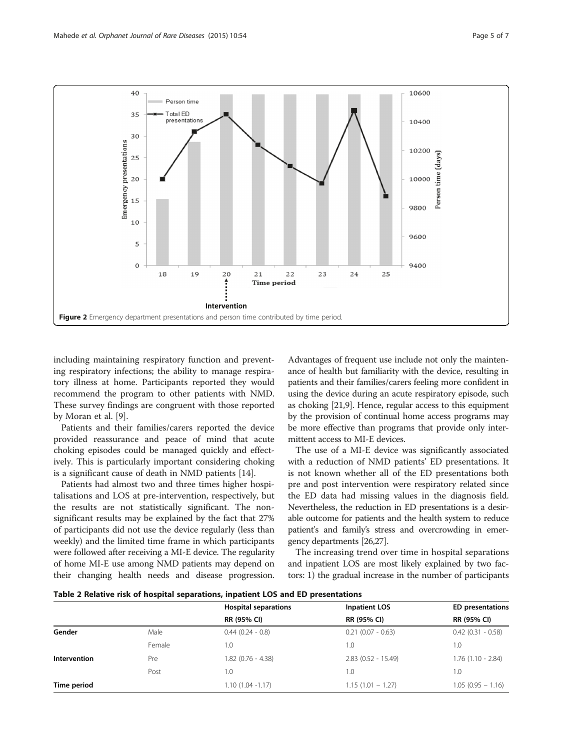Figure 2 Emergency department presentations and person time contributed by time period.

including maintaining respiratory function and preventing respiratory infections; the ability to manage respiratory illness at home. Participants reported they would recommend the program to other patients with NMD. These survey findings are congruent with those reported by Moran et al. [9].

Patients and their families/carers reported the device provided reassurance and peace of mind that acute choking episodes could be managed quickly and effectively. This is particularly important considering choking is a significant cause of death in NMD patients [14].

Patients had almost two and three times higher hospitalisations and LOS at pre-intervention, respectively, but the results are not statistically significant. The non-significant results may be explained by the fact that 27% of participants did not use the device regularly (less than weekly) and the limited time frame in which participants were followed after receiving a MI-E device. The regularity of home MI-E use among NMD patients may depend on their changing health needs and disease progression. Advantages of frequent use include not only the maintenance of health but familiarity with the device, resulting in patients and their families/carers feeling more confident in using the device during an acute respiratory episode, such as choking [21,9]. Hence, regular access to this equipment by the provision of continual home access programs may be more effective than programs that provide only intermittent access to MI-E devices.

The use of a MI-E device was significantly associated with a reduction of NMD patients' ED presentations. It is not known whether all of the ED presentations both pre and post intervention were respiratory related since the ED data had missing values in the diagnosis field. Nevertheless, the reduction in ED presentations is a desirable outcome for patients and the health system to reduce patient's and family's stress and overcrowding in emergency departments [26,27].

The increasing trend over time in hospital separations and inpatient LOS are most likely explained by two factors: 1) the gradual increase in the number of participants

**Table 2 Relative risk of hospital separations, inpatient LOS and ED presentations**

| | | Hospital separations | Inpatient LOS | ED presentations |
|---|---|---|---|---|
| | | RR (95% CI) | RR (95% CI) | RR (95% CI) |
| **Gender** | Male | 0.44 (0.24 - 0.8) | 0.21 (0.07 - 0.63) | 0.42 (0.31 - 0.58) |
| | Female | 1.0 | 1.0 | 1.0 |
| **Intervention** | Pre | 1.82 (0.76 - 4.38) | 2.83 (0.52 - 15.49) | 1.76 (1.10 - 2.84) |
| | Post | 1.0 | 1.0 | 1.0 |
| **Time period** | | 1.10 (1.04 -1.17) | 1.15 (1.01 – 1.27) | 1.05 (0.95 – 1.16) |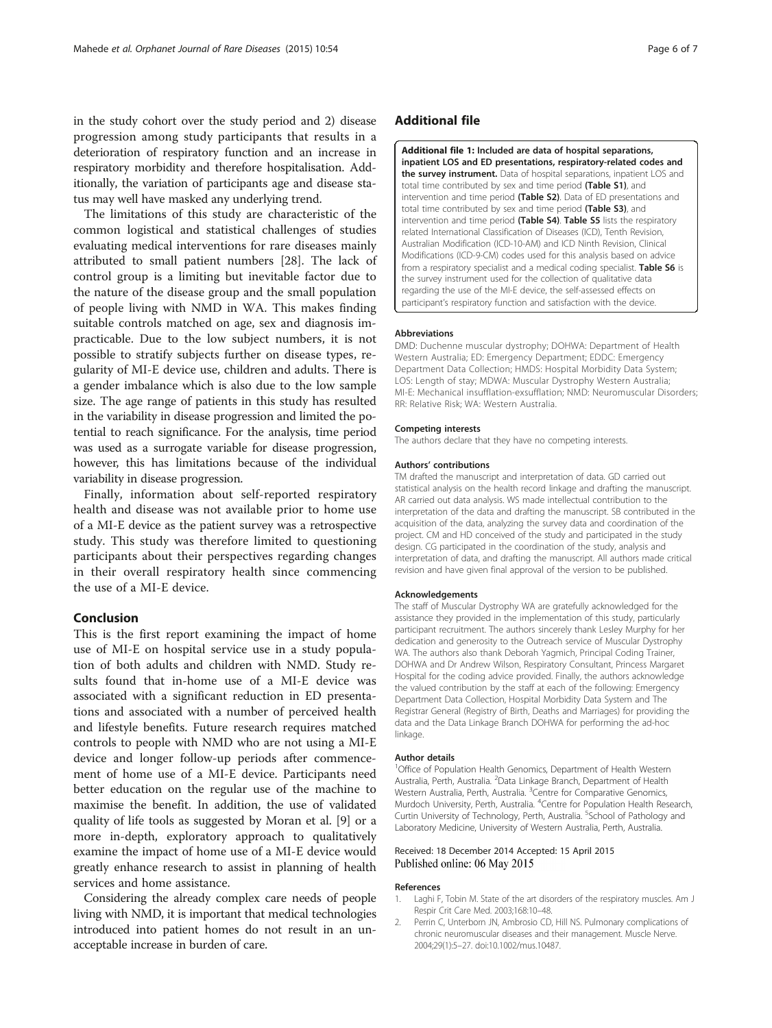in the study cohort over the study period and 2) disease progression among study participants that results in a deterioration of respiratory function and an increase in respiratory morbidity and therefore hospitalisation. Additionally, the variation of participants age and disease status may well have masked any underlying trend.

The limitations of this study are characteristic of the common logistical and statistical challenges of studies evaluating medical interventions for rare diseases mainly attributed to small patient numbers [28]. The lack of control group is a limiting but inevitable factor due to the nature of the disease group and the small population of people living with NMD in WA. This makes finding suitable controls matched on age, sex and diagnosis impracticable. Due to the low subject numbers, it is not possible to stratify subjects further on disease types, regularity of MI-E device use, children and adults. There is a gender imbalance which is also due to the low sample size. The age range of patients in this study has resulted in the variability in disease progression and limited the potential to reach significance. For the analysis, time period was used as a surrogate variable for disease progression, however, this has limitations because of the individual variability in disease progression.

Finally, information about self-reported respiratory health and disease was not available prior to home use of a MI-E device as the patient survey was a retrospective study. This study was therefore limited to questioning participants about their perspectives regarding changes in their overall respiratory health since commencing the use of a MI-E device.

## Conclusion

This is the first report examining the impact of home use of MI-E on hospital service use in a study population of both adults and children with NMD. Study results found that in-home use of a MI-E device was associated with a significant reduction in ED presentations and associated with a number of perceived health and lifestyle benefits. Future research requires matched controls to people with NMD who are not using a MI-E device and longer follow-up periods after commencement of home use of a MI-E device. Participants need better education on the regular use of the machine to maximise the benefit. In addition, the use of validated quality of life tools as suggested by Moran et al. [9] or a more in-depth, exploratory approach to qualitatively examine the impact of home use of a MI-E device would greatly enhance research to assist in planning of health services and home assistance.

Considering the already complex care needs of people living with NMD, it is important that medical technologies introduced into patient homes do not result in an unacceptable increase in burden of care.

## Additional file

**Additional file 1: Included are data of hospital separations, inpatient LOS and ED presentations, respiratory-related codes and the survey instrument.** Data of hospital separations, inpatient LOS and total time contributed by sex and time period **(Table S1)**, and intervention and time period **(Table S2)**. Data of ED presentations and total time contributed by sex and time period **(Table S3)**, and intervention and time period **(Table S4)**. **Table S5** lists the respiratory related International Classification of Diseases (ICD), Tenth Revision, Australian Modification (ICD-10-AM) and ICD Ninth Revision, Clinical Modifications (ICD-9-CM) codes used for this analysis based on advice from a respiratory specialist and a medical coding specialist. **Table S6** is the survey instrument used for the collection of qualitative data regarding the use of the MI-E device, the self-assessed effects on participant's respiratory function and satisfaction with the device.

#### Abbreviations

DMD: Duchenne muscular dystrophy; DOHWA: Department of Health Western Australia; ED: Emergency Department; EDDC: Emergency Department Data Collection; HMDS: Hospital Morbidity Data System; LOS: Length of stay; MDWA: Muscular Dystrophy Western Australia; MI-E: Mechanical insufflation-exsufflation; NMD: Neuromuscular Disorders; RR: Relative Risk; WA: Western Australia.

#### Competing interests

The authors declare that they have no competing interests.

#### Authors' contributions

TM drafted the manuscript and interpretation of data. GD carried out statistical analysis on the health record linkage and drafting the manuscript. AR carried out data analysis. WS made intellectual contribution to the interpretation of the data and drafting the manuscript. SB contributed in the acquisition of the data, analyzing the survey data and coordination of the project. CM and HD conceived of the study and participated in the study design. CG participated in the coordination of the study, analysis and interpretation of data, and drafting the manuscript. All authors made critical revision and have given final approval of the version to be published.

#### Acknowledgements

The staff of Muscular Dystrophy WA are gratefully acknowledged for the assistance they provided in the implementation of this study, particularly participant recruitment. The authors sincerely thank Lesley Murphy for her dedication and generosity to the Outreach service of Muscular Dystrophy WA. The authors also thank Deborah Yagmich, Principal Coding Trainer, DOHWA and Dr Andrew Wilson, Respiratory Consultant, Princess Margaret Hospital for the coding advice provided. Finally, the authors acknowledge the valued contribution by the staff at each of the following: Emergency Department Data Collection, Hospital Morbidity Data System and The Registrar General (Registry of Birth, Deaths and Marriages) for providing the data and the Data Linkage Branch DOHWA for performing the ad-hoc linkage.

#### Author details

[1]Office of Population Health Genomics, Department of Health Western Australia, Perth, Australia. [2]Data Linkage Branch, Department of Health Western Australia, Perth, Australia. [3]Centre for Comparative Genomics, Murdoch University, Perth, Australia. [4]Centre for Population Health Research, Curtin University of Technology, Perth, Australia. [5]School of Pathology and Laboratory Medicine, University of Western Australia, Perth, Australia.

Received: 18 December 2014 Accepted: 15 April 2015
Published online: 06 May 2015

#### References

1. Laghi F, Tobin M. State of the art disorders of the respiratory muscles. Am J Respir Crit Care Med. 2003;168:10–48.
2. Perrin C, Unterborn JN, Ambrosio CD, Hill NS. Pulmonary complications of chronic neuromuscular diseases and their management. Muscle Nerve. 2004;29(1):5–27. doi:10.1002/mus.10487.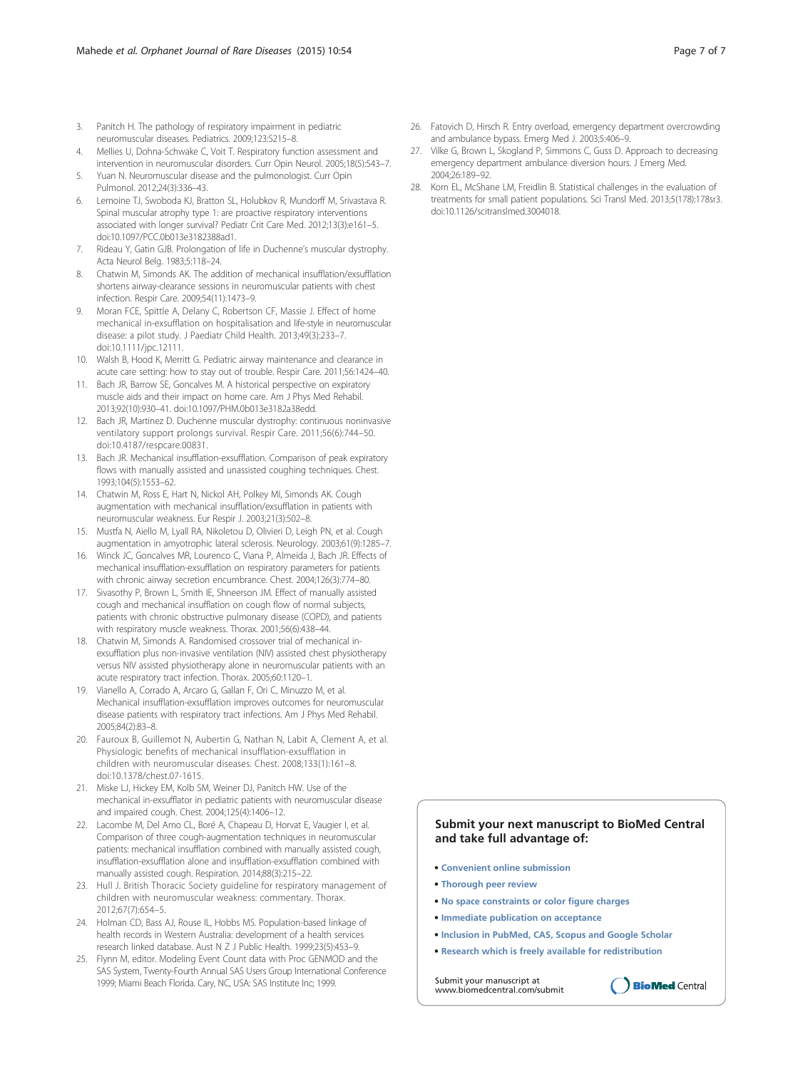3. Panitch H. The pathology of respiratory impairment in pediatric neuromuscular diseases. Pediatrics. 2009;123:S215–8.
4. Mellies U, Dohna-Schwake C, Voit T. Respiratory function assessment and intervention in neuromuscular disorders. Curr Opin Neurol. 2005;18(5):543–7.
5. Yuan N. Neuromuscular disease and the pulmonologist. Curr Opin Pulmonol. 2012;24(3):336–43.
6. Lemoine TJ, Swoboda KJ, Bratton SL, Holubkov R, Mundorff M, Srivastava R. Spinal muscular atrophy type 1: are proactive respiratory interventions associated with longer survival? Pediatr Crit Care Med. 2012;13(3):e161–5. doi:10.1097/PCC.0b013e3182388ad1.
7. Rideau Y, Gatin GJB. Prolongation of life in Duchenne's muscular dystrophy. Acta Neurol Belg. 1983;5:118–24.
8. Chatwin M, Simonds AK. The addition of mechanical insufflation/exsufflation shortens airway-clearance sessions in neuromuscular patients with chest infection. Respir Care. 2009;54(11):1473–9.
9. Moran FCE, Spittle A, Delany C, Robertson CF, Massie J. Effect of home mechanical in-exsufflation on hospitalisation and life-style in neuromuscular disease: a pilot study. J Paediatr Child Health. 2013;49(3):233–7. doi:10.1111/jpc.12111.
10. Walsh B, Hood K, Merritt G. Pediatric airway maintenance and clearance in acute care setting: how to stay out of trouble. Respir Care. 2011;56:1424–40.
11. Bach JR, Barrow SE, Goncalves M. A historical perspective on expiratory muscle aids and their impact on home care. Am J Phys Med Rehabil. 2013;92(10):930–41. doi:10.1097/PHM.0b013e3182a38edd.
12. Bach JR, Martinez D. Duchenne muscular dystrophy: continuous noninvasive ventilatory support prolongs survival. Respir Care. 2011;56(6):744–50. doi:10.4187/respcare.00831.
13. Bach JR. Mechanical insufflation-exsufflation. Comparison of peak expiratory flows with manually assisted and unassisted coughing techniques. Chest. 1993;104(5):1553–62.
14. Chatwin M, Ross E, Hart N, Nickol AH, Polkey MI, Simonds AK. Cough augmentation with mechanical insufflation/exsufflation in patients with neuromuscular weakness. Eur Respir J. 2003;21(3):502–8.
15. Mustfa N, Aiello M, Lyall RA, Nikoletou D, Olivieri D, Leigh PN, et al. Cough augmentation in amyotrophic lateral sclerosis. Neurology. 2003;61(9):1285–7.
16. Winck JC, Goncalves MR, Lourenco C, Viana P, Almeida J, Bach JR. Effects of mechanical insufflation-exsufflation on respiratory parameters for patients with chronic airway secretion encumbrance. Chest. 2004;126(3):774–80.
17. Sivasothy P, Brown L, Smith IE, Shneerson JM. Effect of manually assisted cough and mechanical insufflation on cough flow of normal subjects, patients with chronic obstructive pulmonary disease (COPD), and patients with respiratory muscle weakness. Thorax. 2001;56(6):438–44.
18. Chatwin M, Simonds A. Randomised crossover trial of mechanical in-exsufflation plus non-invasive ventilation (NIV) assisted chest physiotherapy versus NIV assisted physiotherapy alone in neuromuscular patients with an acute respiratory tract infection. Thorax. 2005;60:1120–1.
19. Vianello A, Corrado A, Arcaro G, Gallan F, Ori C, Minuzzo M, et al. Mechanical insufflation-exsufflation improves outcomes for neuromuscular disease patients with respiratory tract infections. Am J Phys Med Rehabil. 2005;84(2):83–8.
20. Fauroux B, Guillemot N, Aubertin G, Nathan N, Labit A, Clement A, et al. Physiologic benefits of mechanical insufflation-exsufflation in children with neuromuscular diseases. Chest. 2008;133(1):161–8. doi:10.1378/chest.07-1615.
21. Miske LJ, Hickey EM, Kolb SM, Weiner DJ, Panitch HW. Use of the mechanical in-exsufflator in pediatric patients with neuromuscular disease and impaired cough. Chest. 2004;125(4):1406–12.
22. Lacombe M, Del Amo CL, Boré A, Chapeau D, Horvat E, Vaugier I, et al. Comparison of three cough-augmentation techniques in neuromuscular patients: mechanical insufflation combined with manually assisted cough, insufflation-exsufflation alone and insufflation-exsufflation combined with manually assisted cough. Respiration. 2014;88(3):215–22.
23. Hull J. British Thoracic Society guideline for respiratory management of children with neuromuscular weakness: commentary. Thorax. 2012;67(7):654–5.
24. Holman CD, Bass AJ, Rouse IL, Hobbs MS. Population-based linkage of health records in Western Australia: development of a health services research linked database. Aust N Z J Public Health. 1999;23(5):453–9.
25. Flynn M, editor. Modeling Event Count data with Proc GENMOD and the SAS System, Twenty-Fourth Annual SAS Users Group International Conference 1999; Miami Beach Florida. Cary, NC, USA: SAS Institute Inc; 1999.
26. Fatovich D, Hirsch R. Entry overload, emergency department overcrowding and ambulance bypass. Emerg Med J. 2003;5:406–9.
27. Vilke G, Brown L, Skogland P, Simmons C, Guss D. Approach to decreasing emergency department ambulance diversion hours. J Emerg Med. 2004;26:189–92.
28. Korn EL, McShane LM, Freidlin B. Statistical challenges in the evaluation of treatments for small patient populations. Sci Transl Med. 2013;5(178):178sr3. doi:10.1126/scitranslmed.3004018.

**Submit your next manuscript to BioMed Central and take full advantage of:**

- Convenient online submission
- Thorough peer review
- No space constraints or color figure charges
- Immediate publication on acceptance
- Inclusion in PubMed, CAS, Scopus and Google Scholar
- Research which is freely available for redistribution

Submit your manuscript at www.biomedcentral.com/submit

BioMed Central